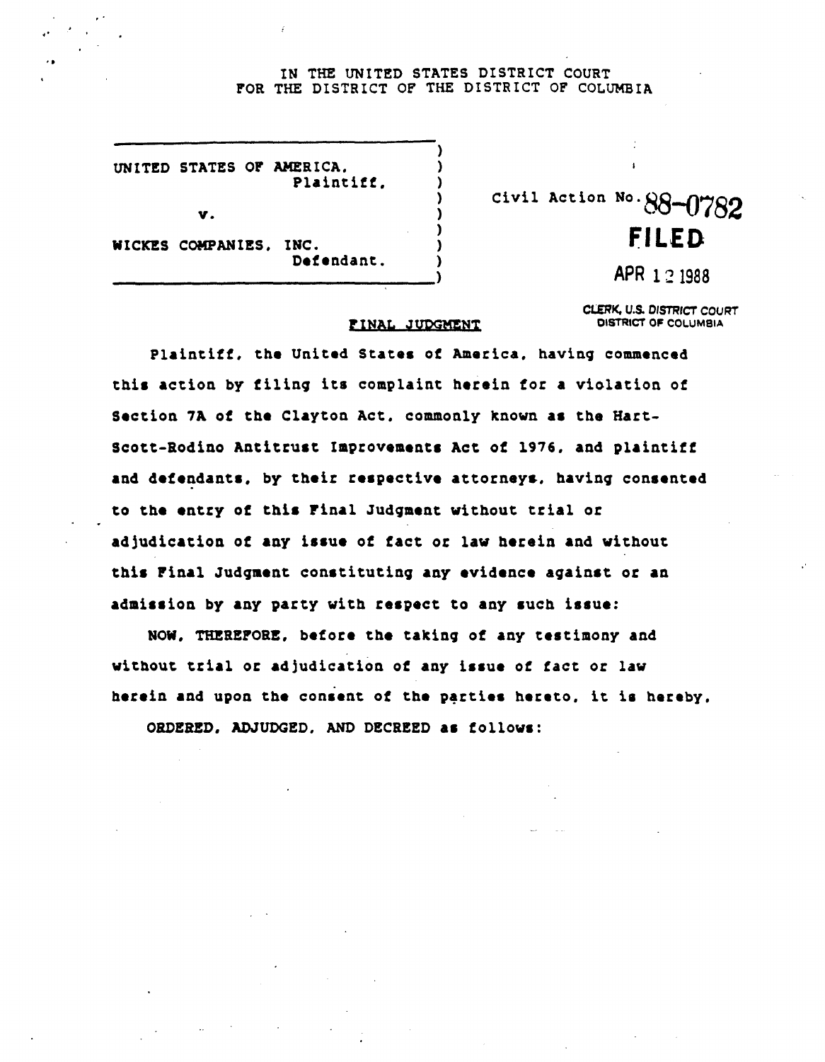IN THE UNITED STATES DISTRICT COURT
FOR THE DISTRICT OF THE DISTRICT OF COLUMBIA

UNITED STATES OF AMERICA,
Plaintiff,

v.

WICKES COMPANIES, INC.
Defendant.

Civil Action No. 88-0782

**FILED**

APR 12 1988

CLERK, U.S. DISTRICT COURT
DISTRICT OF COLUMBIA

## FINAL JUDGMENT

Plaintiff, the United States of America, having commenced this action by filing its complaint herein for a violation of Section 7A of the Clayton Act, commonly known as the Hart-Scott-Rodino Antitrust Improvements Act of 1976, and plaintiff and defendants, by their respective attorneys, having consented to the entry of this Final Judgment without trial or adjudication of any issue of fact or law herein and without this Final Judgment constituting any evidence against or an admission by any party with respect to any such issue:

NOW, THEREFORE, before the taking of any testimony and without trial or adjudication of any issue of fact or law herein and upon the consent of the parties hereto, it is hereby,

ORDERED, ADJUDGED, AND DECREED as follows: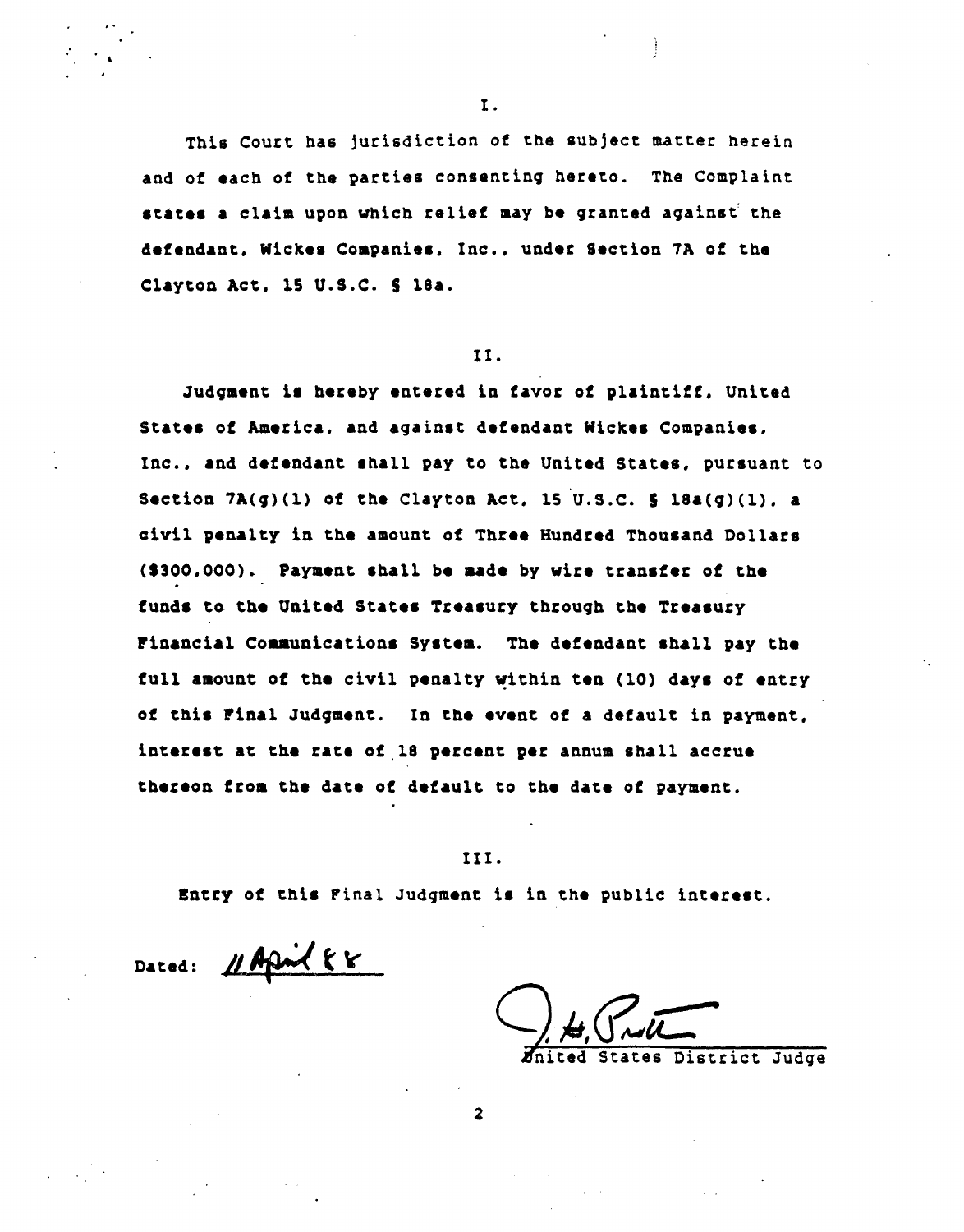I.

This Court has jurisdiction of the subject matter herein and of each of the parties consenting hereto. The Complaint states a claim upon which relief may be granted against the defendant, Wickes Companies, Inc., under Section 7A of the Clayton Act, 15 U.S.C. § 18a.

II.

Judgment is hereby entered in favor of plaintiff, United States of America, and against defendant Wickes Companies, Inc., and defendant shall pay to the United States, pursuant to Section 7A(g)(1) of the Clayton Act, 15 U.S.C. § 18a(g)(1), a civil penalty in the amount of Three Hundred Thousand Dollars ($300,000). Payment shall be made by wire transfer of the funds to the United States Treasury through the Treasury Financial Communications System. The defendant shall pay the full amount of the civil penalty within ten (10) days of entry of this Final Judgment. In the event of a default in payment, interest at the rate of 18 percent per annum shall accrue thereon from the date of default to the date of payment.

III.

Entry of this Final Judgment is in the public interest.

Dated: 11 April 88

J. H. Pratt

United States District Judge